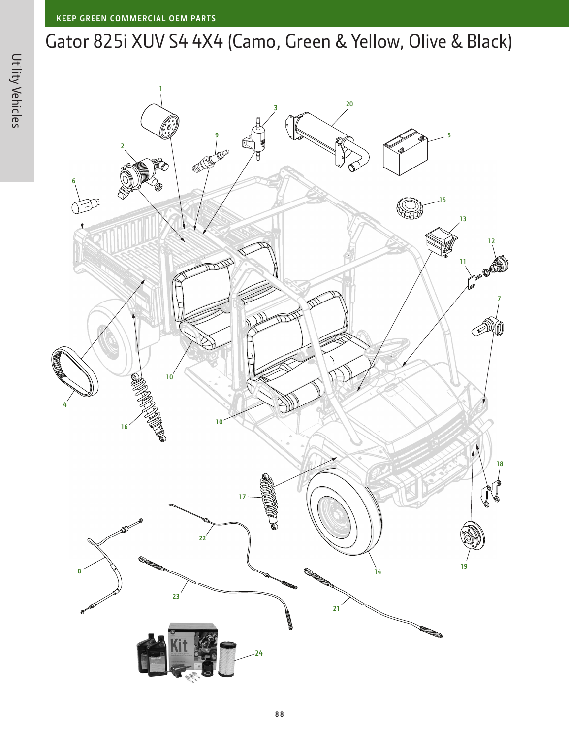KEEP GREEN COMMERCIAL OEM PARTS

# Gator 825i XUV S4 4X4 (Camo, Green & Yellow, Olive & Black)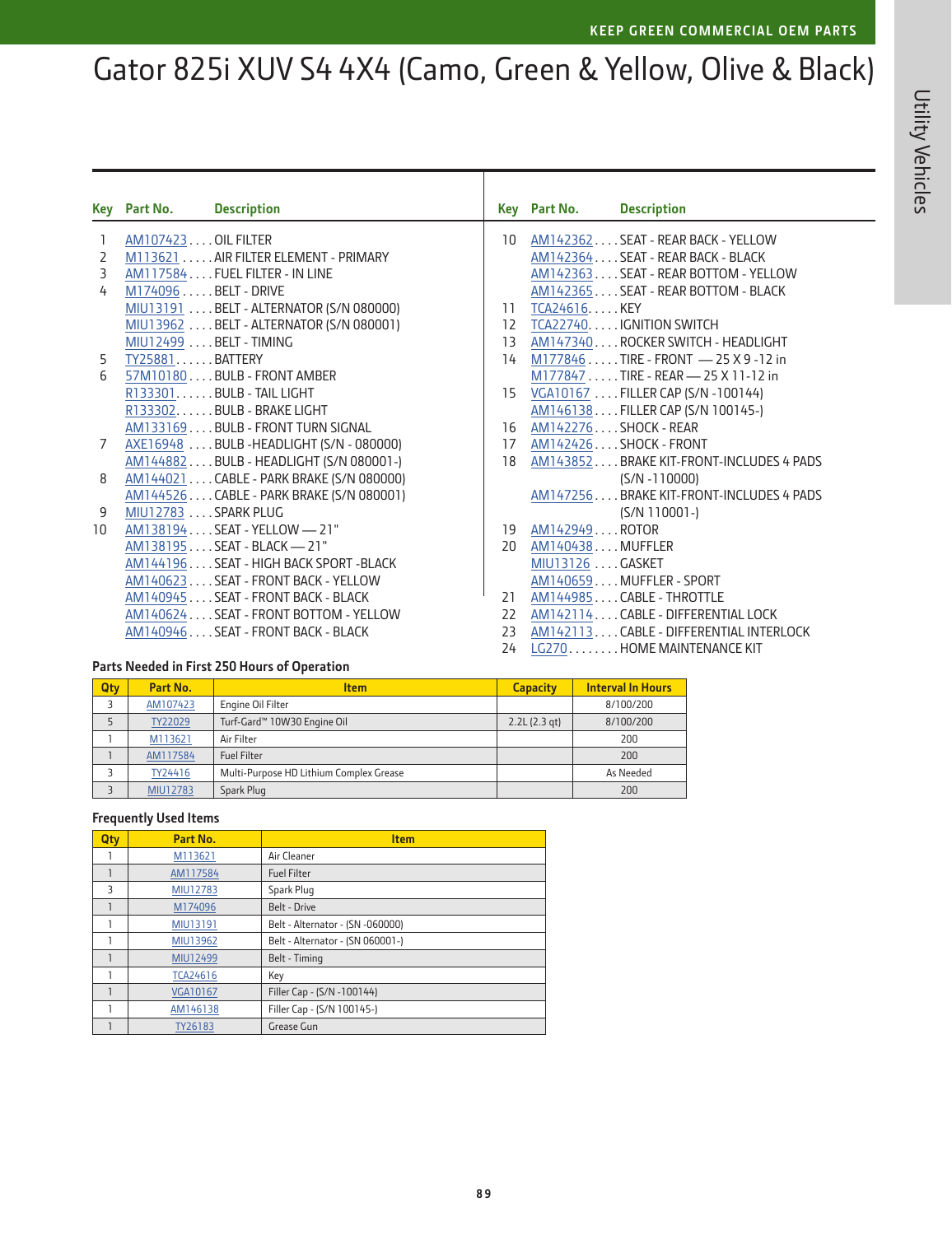# Gator 825i XUV S4 4X4 (Camo, Green & Yellow, Olive & Black)

| Key | Part No. | Description |
|---|---|---|
| 1 | AM107423 | OIL FILTER |
| 2 | M113621 | AIR FILTER ELEMENT - PRIMARY |
| 3 | AM117584 | FUEL FILTER - IN LINE |
| 4 | M174096 | BELT - DRIVE |
| | MIU13191 | BELT - ALTERNATOR (S/N 080000) |
| | MIU13962 | BELT - ALTERNATOR (S/N 080001) |
| | MIU12499 | BELT - TIMING |
| 5 | TY25881 | BATTERY |
| 6 | 57M10180 | BULB - FRONT AMBER |
| | R133301 | BULB - TAIL LIGHT |
| | R133302 | BULB - BRAKE LIGHT |
| | AM133169 | BULB - FRONT TURN SIGNAL |
| 7 | AXE16948 | BULB -HEADLIGHT (S/N - 080000) |
| | AM144882 | BULB - HEADLIGHT (S/N 080001-) |
| 8 | AM144021 | CABLE - PARK BRAKE (S/N 080000) |
| | AM144526 | CABLE - PARK BRAKE (S/N 080001) |
| 9 | MIU12783 | SPARK PLUG |
| 10 | AM138194 | SEAT - YELLOW — 21" |
| | AM138195 | SEAT - BLACK — 21" |
| | AM144196 | SEAT - HIGH BACK SPORT -BLACK |
| | AM140623 | SEAT - FRONT BACK - YELLOW |
| | AM140945 | SEAT - FRONT BACK - BLACK |
| | AM140624 | SEAT - FRONT BOTTOM - YELLOW |
| | AM140946 | SEAT - FRONT BACK - BLACK |
| 10 | AM142362 | SEAT - REAR BACK - YELLOW |
| | AM142364 | SEAT - REAR BACK - BLACK |
| | AM142363 | SEAT - REAR BOTTOM - YELLOW |
| | AM142365 | SEAT - REAR BOTTOM - BLACK |
| 11 | TCA24616 | KEY |
| 12 | TCA22740 | IGNITION SWITCH |
| 13 | AM147340 | ROCKER SWITCH - HEADLIGHT |
| 14 | M177846 | TIRE - FRONT — 25 X 9 -12 in |
| | M177847 | TIRE - REAR — 25 X 11-12 in |
| 15 | VGA10167 | FILLER CAP (S/N -100144) |
| | AM146138 | FILLER CAP (S/N 100145-) |
| 16 | AM142276 | SHOCK - REAR |
| 17 | AM142426 | SHOCK - FRONT |
| 18 | AM143852 | BRAKE KIT-FRONT-INCLUDES 4 PADS (S/N -110000) |
| | AM147256 | BRAKE KIT-FRONT-INCLUDES 4 PADS (S/N 110001-) |
| 19 | AM142949 | ROTOR |
| 20 | AM140438 | MUFFLER |
| | MIU13126 | GASKET |
| | AM140659 | MUFFLER - SPORT |
| 21 | AM144985 | CABLE - THROTTLE |
| 22 | AM142114 | CABLE - DIFFERENTIAL LOCK |
| 23 | AM142113 | CABLE - DIFFERENTIAL INTERLOCK |
| 24 | LG270 | HOME MAINTENANCE KIT |

### Parts Needed in First 250 Hours of Operation

| Qty | Part No. | Item | Capacity | Interval In Hours |
|---|---|---|---|---|
| 3 | AM107423 | Engine Oil Filter | | 8/100/200 |
| 5 | TY22029 | Turf-Gard™ 10W30 Engine Oil | 2.2L (2.3 qt) | 8/100/200 |
| 1 | M113621 | Air Filter | | 200 |
| 1 | AM117584 | Fuel Filter | | 200 |
| 3 | TY24416 | Multi-Purpose HD Lithium Complex Grease | | As Needed |
| 3 | MIU12783 | Spark Plug | | 200 |

### Frequently Used Items

| Qty | Part No. | Item |
|---|---|---|
| 1 | M113621 | Air Cleaner |
| 1 | AM117584 | Fuel Filter |
| 3 | MIU12783 | Spark Plug |
| 1 | M174096 | Belt - Drive |
| 1 | MIU13191 | Belt - Alternator - (SN -060000) |
| 1 | MIU13962 | Belt - Alternator - (SN 060001-) |
| 1 | MIU12499 | Belt - Timing |
| 1 | TCA24616 | Key |
| 1 | VGA10167 | Filler Cap - (S/N -100144) |
| 1 | AM146138 | Filler Cap - (S/N 100145-) |
| 1 | TY26183 | Grease Gun |